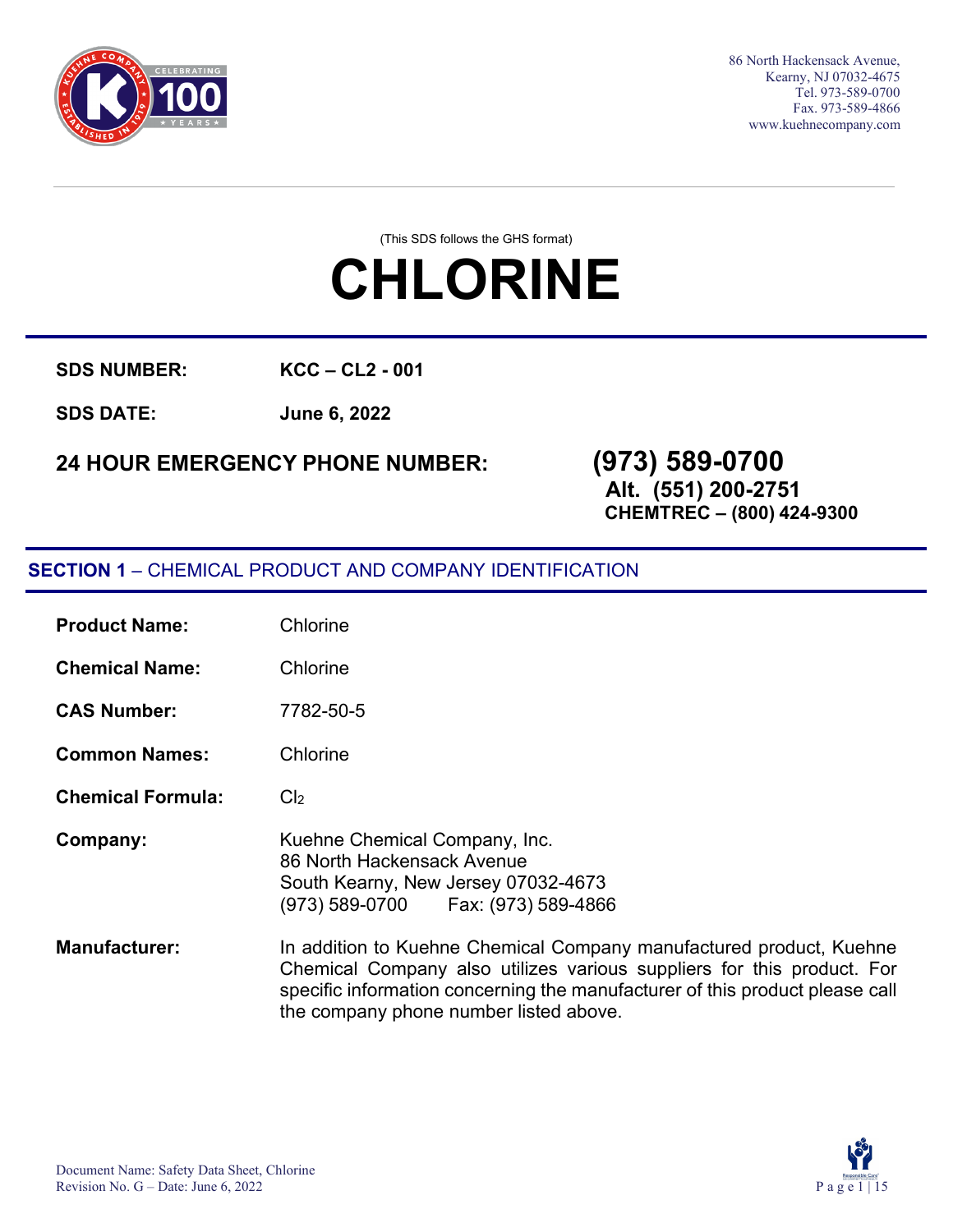86 North Hackensack Avenue,
Kearny, NJ 07032-4675
Tel. 973-589-0700
Fax. 973-589-4866
www.kuehnecompany.com

(This SDS follows the GHS format)

# CHLORINE

**SDS NUMBER:** **KCC – CL2 - 001**

**SDS DATE:** **June 6, 2022**

**24 HOUR EMERGENCY PHONE NUMBER:** **(973) 589-0700**
**Alt. (551) 200-2751**
**CHEMTREC – (800) 424-9300**

## SECTION 1 – CHEMICAL PRODUCT AND COMPANY IDENTIFICATION

**Product Name:** Chlorine

**Chemical Name:** Chlorine

**CAS Number:** 7782-50-5

**Common Names:** Chlorine

**Chemical Formula:** $Cl_2$

**Company:** Kuehne Chemical Company, Inc.
86 North Hackensack Avenue
South Kearny, New Jersey 07032-4673
(973) 589-0700 Fax: (973) 589-4866

**Manufacturer:** In addition to Kuehne Chemical Company manufactured product, Kuehne Chemical Company also utilizes various suppliers for this product. For specific information concerning the manufacturer of this product please call the company phone number listed above.

Document Name: Safety Data Sheet, Chlorine
Revision No. G – Date: June 6, 2022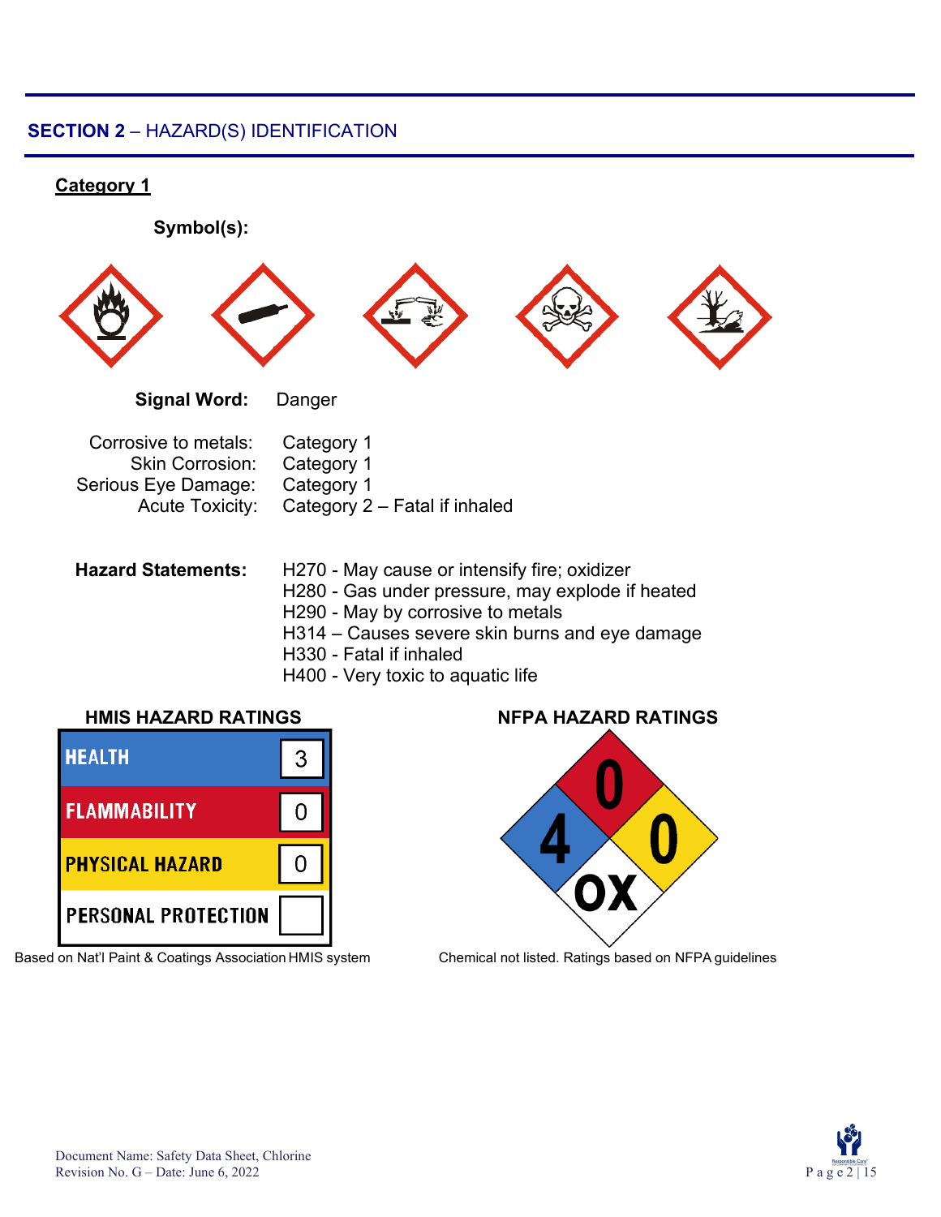## SECTION 2 – HAZARD(S) IDENTIFICATION

**Category 1**

**Symbol(s):**

**Signal Word:** Danger

Corrosive to metals: Category 1
Skin Corrosion: Category 1
Serious Eye Damage: Category 1
Acute Toxicity: Category 2 – Fatal if inhaled

**Hazard Statements:**

H270 - May cause or intensify fire; oxidizer
H280 - Gas under pressure, may explode if heated
H290 - May by corrosive to metals
H314 – Causes severe skin burns and eye damage
H330 - Fatal if inhaled
H400 - Very toxic to aquatic life

**HMIS HAZARD RATINGS**

| HMIS | Rating |
|---|---|
| HEALTH | 3 |
| FLAMMABILITY | 0 |
| PHYSICAL HAZARD | 0 |
| PERSONAL PROTECTION | |

Based on Nat'l Paint & Coatings Association HMIS system

**NFPA HAZARD RATINGS**

| NFPA | Rating |
|---|---|
| Health (blue) | 4 |
| Flammability (red) | 0 |
| Instability (yellow) | 0 |
| Special (white) | OX |

Chemical not listed. Ratings based on NFPA guidelines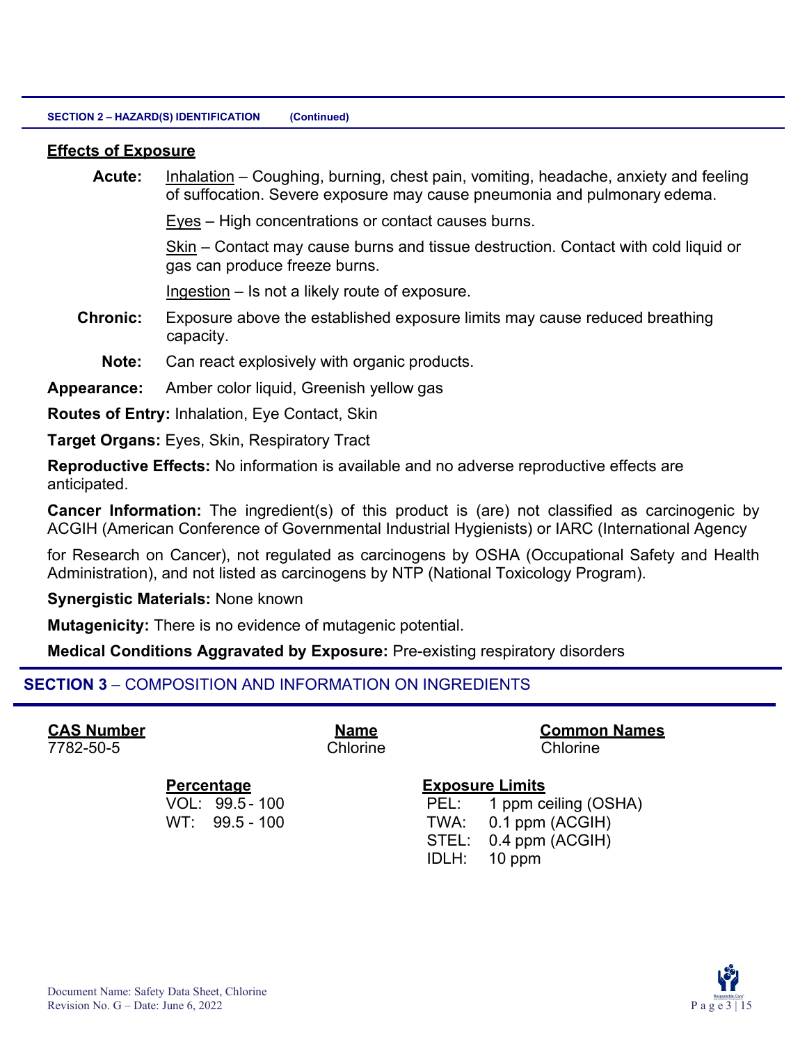**SECTION 2 – HAZARD(S) IDENTIFICATION (Continued)**

**Effects of Exposure**

**Acute:** Inhalation – Coughing, burning, chest pain, vomiting, headache, anxiety and feeling of suffocation. Severe exposure may cause pneumonia and pulmonary edema.

Eyes – High concentrations or contact causes burns.

Skin – Contact may cause burns and tissue destruction. Contact with cold liquid or gas can produce freeze burns.

Ingestion – Is not a likely route of exposure.

**Chronic:** Exposure above the established exposure limits may cause reduced breathing capacity.

**Note:** Can react explosively with organic products.

**Appearance:** Amber color liquid, Greenish yellow gas

**Routes of Entry:** Inhalation, Eye Contact, Skin

**Target Organs:** Eyes, Skin, Respiratory Tract

**Reproductive Effects:** No information is available and no adverse reproductive effects are anticipated.

**Cancer Information:** The ingredient(s) of this product is (are) not classified as carcinogenic by ACGIH (American Conference of Governmental Industrial Hygienists) or IARC (International Agency for Research on Cancer), not regulated as carcinogens by OSHA (Occupational Safety and Health Administration), and not listed as carcinogens by NTP (National Toxicology Program).

**Synergistic Materials:** None known

**Mutagenicity:** There is no evidence of mutagenic potential.

**Medical Conditions Aggravated by Exposure:** Pre-existing respiratory disorders

## SECTION 3 – COMPOSITION AND INFORMATION ON INGREDIENTS

| CAS Number | Name | Common Names |
|---|---|---|
| 7782-50-5 | Chlorine | Chlorine |

**Percentage**

- VOL: 99.5 - 100
- WT: 99.5 - 100

**Exposure Limits**

- PEL: 1 ppm ceiling (OSHA)
- TWA: 0.1 ppm (ACGIH)
- STEL: 0.4 ppm (ACGIH)
- IDLH: 10 ppm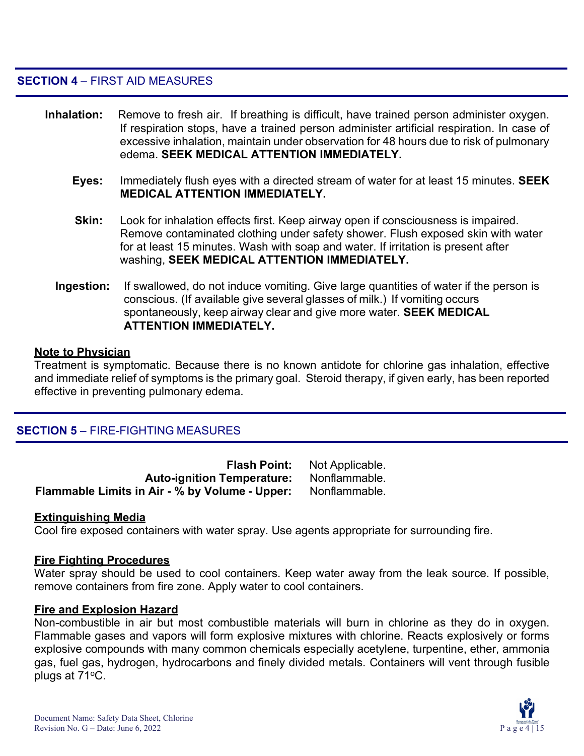## SECTION 4 – FIRST AID MEASURES

**Inhalation:** Remove to fresh air. If breathing is difficult, have trained person administer oxygen. If respiration stops, have a trained person administer artificial respiration. In case of excessive inhalation, maintain under observation for 48 hours due to risk of pulmonary edema. **SEEK MEDICAL ATTENTION IMMEDIATELY.**

**Eyes:** Immediately flush eyes with a directed stream of water for at least 15 minutes. **SEEK MEDICAL ATTENTION IMMEDIATELY.**

**Skin:** Look for inhalation effects first. Keep airway open if consciousness is impaired. Remove contaminated clothing under safety shower. Flush exposed skin with water for at least 15 minutes. Wash with soap and water. If irritation is present after washing, **SEEK MEDICAL ATTENTION IMMEDIATELY.**

**Ingestion:** If swallowed, do not induce vomiting. Give large quantities of water if the person is conscious. (If available give several glasses of milk.) If vomiting occurs spontaneously, keep airway clear and give more water. **SEEK MEDICAL ATTENTION IMMEDIATELY.**

### Note to Physician

Treatment is symptomatic. Because there is no known antidote for chlorine gas inhalation, effective and immediate relief of symptoms is the primary goal. Steroid therapy, if given early, has been reported effective in preventing pulmonary edema.

## SECTION 5 – FIRE-FIGHTING MEASURES

**Flash Point:** Not Applicable.
**Auto-ignition Temperature:** Nonflammable.
**Flammable Limits in Air - % by Volume - Upper:** Nonflammable.

### Extinguishing Media

Cool fire exposed containers with water spray. Use agents appropriate for surrounding fire.

### Fire Fighting Procedures

Water spray should be used to cool containers. Keep water away from the leak source. If possible, remove containers from fire zone. Apply water to cool containers.

### Fire and Explosion Hazard

Non-combustible in air but most combustible materials will burn in chlorine as they do in oxygen. Flammable gases and vapors will form explosive mixtures with chlorine. Reacts explosively or forms explosive compounds with many common chemicals especially acetylene, turpentine, ether, ammonia gas, fuel gas, hydrogen, hydrocarbons and finely divided metals. Containers will vent through fusible plugs at 71°C.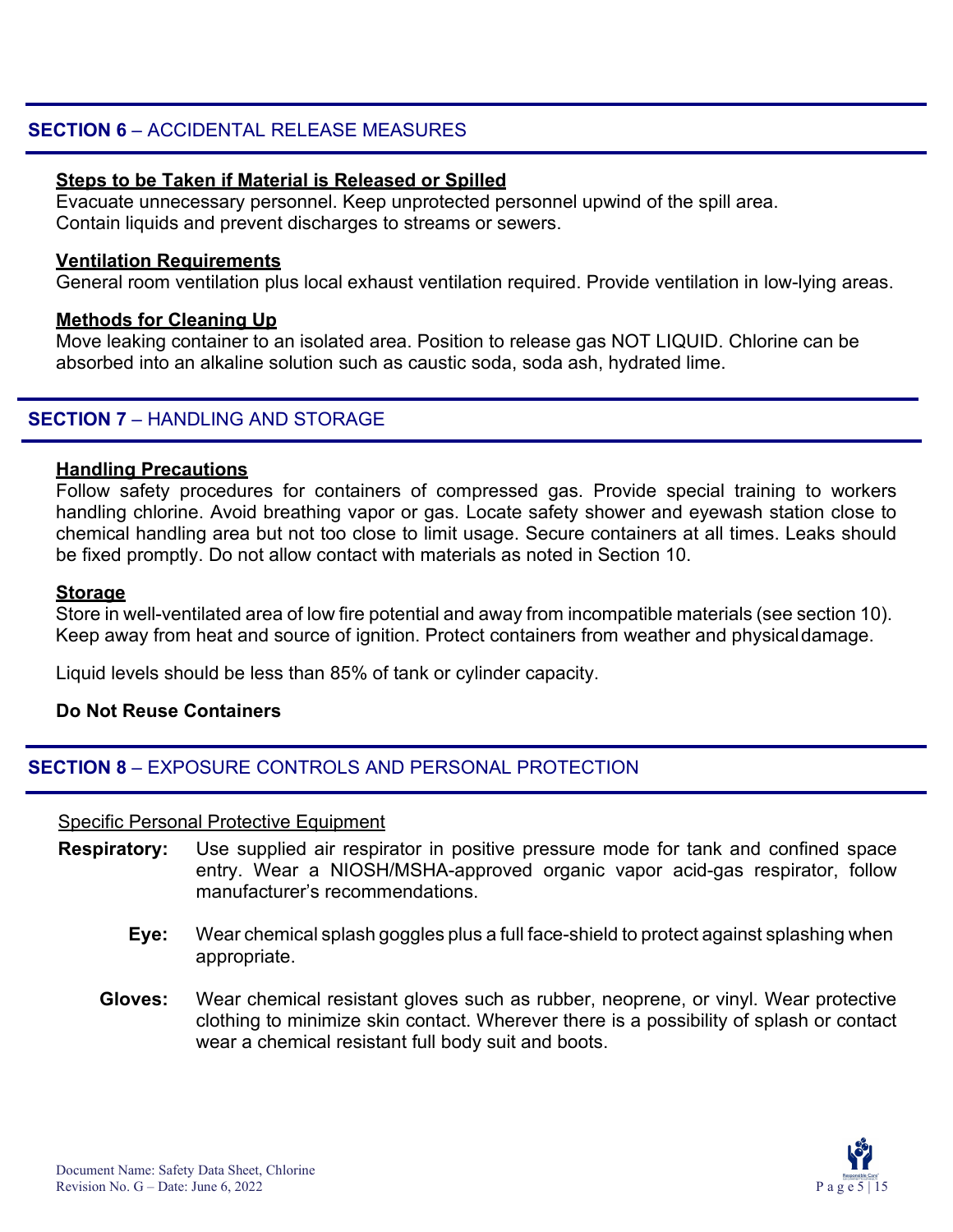## SECTION 6 – ACCIDENTAL RELEASE MEASURES

**Steps to be Taken if Material is Released or Spilled**

Evacuate unnecessary personnel. Keep unprotected personnel upwind of the spill area. Contain liquids and prevent discharges to streams or sewers.

**Ventilation Requirements**

General room ventilation plus local exhaust ventilation required. Provide ventilation in low-lying areas.

**Methods for Cleaning Up**

Move leaking container to an isolated area. Position to release gas NOT LIQUID. Chlorine can be absorbed into an alkaline solution such as caustic soda, soda ash, hydrated lime.

## SECTION 7 – HANDLING AND STORAGE

**Handling Precautions**

Follow safety procedures for containers of compressed gas. Provide special training to workers handling chlorine. Avoid breathing vapor or gas. Locate safety shower and eyewash station close to chemical handling area but not too close to limit usage. Secure containers at all times. Leaks should be fixed promptly. Do not allow contact with materials as noted in Section 10.

**Storage**

Store in well-ventilated area of low fire potential and away from incompatible materials (see section 10). Keep away from heat and source of ignition. Protect containers from weather and physical damage.

Liquid levels should be less than 85% of tank or cylinder capacity.

**Do Not Reuse Containers**

## SECTION 8 – EXPOSURE CONTROLS AND PERSONAL PROTECTION

Specific Personal Protective Equipment

**Respiratory:** Use supplied air respirator in positive pressure mode for tank and confined space entry. Wear a NIOSH/MSHA-approved organic vapor acid-gas respirator, follow manufacturer's recommendations.

**Eye:** Wear chemical splash goggles plus a full face-shield to protect against splashing when appropriate.

**Gloves:** Wear chemical resistant gloves such as rubber, neoprene, or vinyl. Wear protective clothing to minimize skin contact. Wherever there is a possibility of splash or contact wear a chemical resistant full body suit and boots.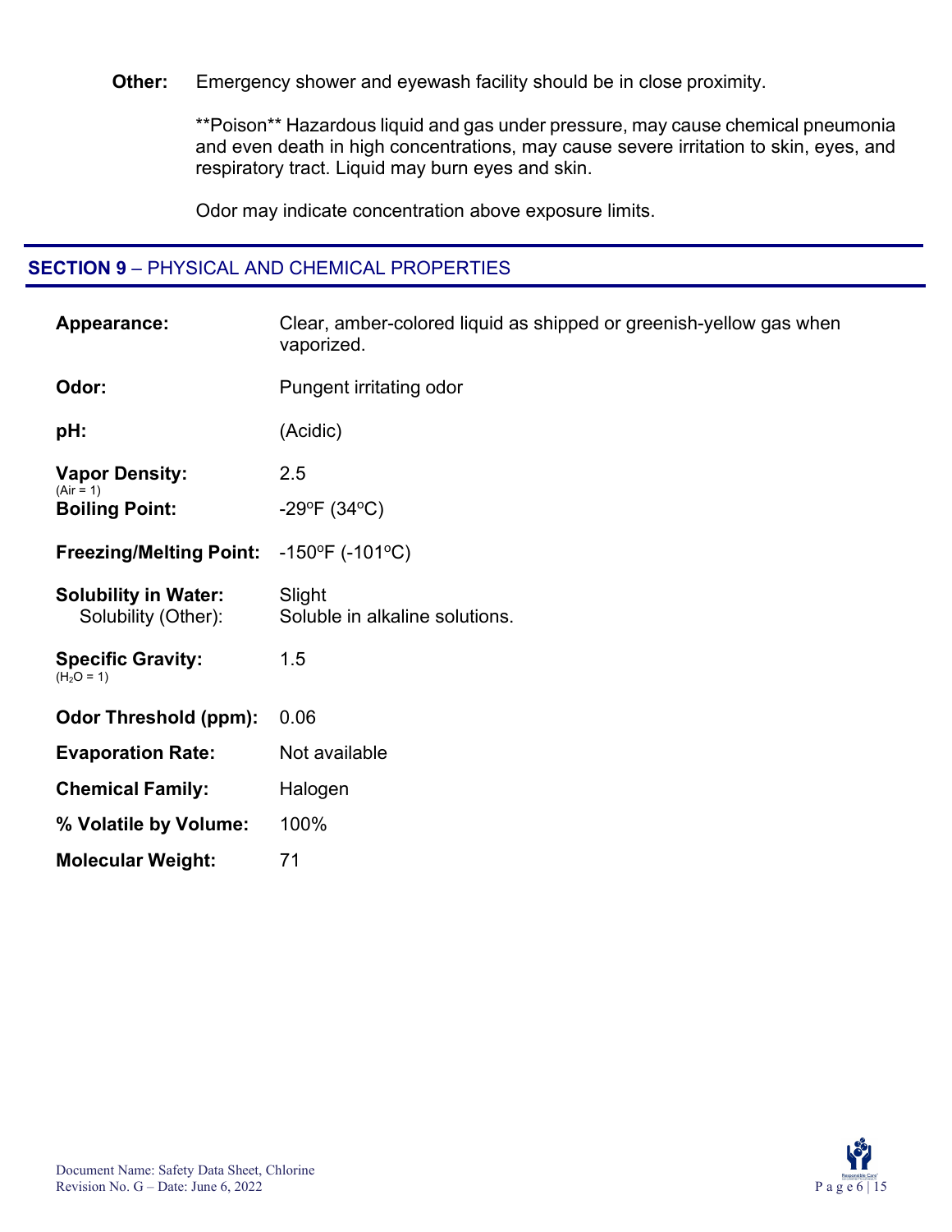**Other:** Emergency shower and eyewash facility should be in close proximity.

**Poison** Hazardous liquid and gas under pressure, may cause chemical pneumonia and even death in high concentrations, may cause severe irritation to skin, eyes, and respiratory tract. Liquid may burn eyes and skin.

Odor may indicate concentration above exposure limits.

## SECTION 9 – PHYSICAL AND CHEMICAL PROPERTIES

| | |
|---|---|
| **Appearance:** | Clear, amber-colored liquid as shipped or greenish-yellow gas when vaporized. |
| **Odor:** | Pungent irritating odor |
| **pH:** | (Acidic) |
| **Vapor Density:** (Air = 1) | 2.5 |
| **Boiling Point:** | -29ºF (34ºC) |
| **Freezing/Melting Point:** | -150ºF (-101ºC) |
| **Solubility in Water:** | Slight |
| Solubility (Other): | Soluble in alkaline solutions. |
| **Specific Gravity:** ($H_2O$ = 1) | 1.5 |
| **Odor Threshold (ppm):** | 0.06 |
| **Evaporation Rate:** | Not available |
| **Chemical Family:** | Halogen |
| **% Volatile by Volume:** | 100% |
| **Molecular Weight:** | 71 |

Document Name: Safety Data Sheet, Chlorine
Revision No. G – Date: June 6, 2022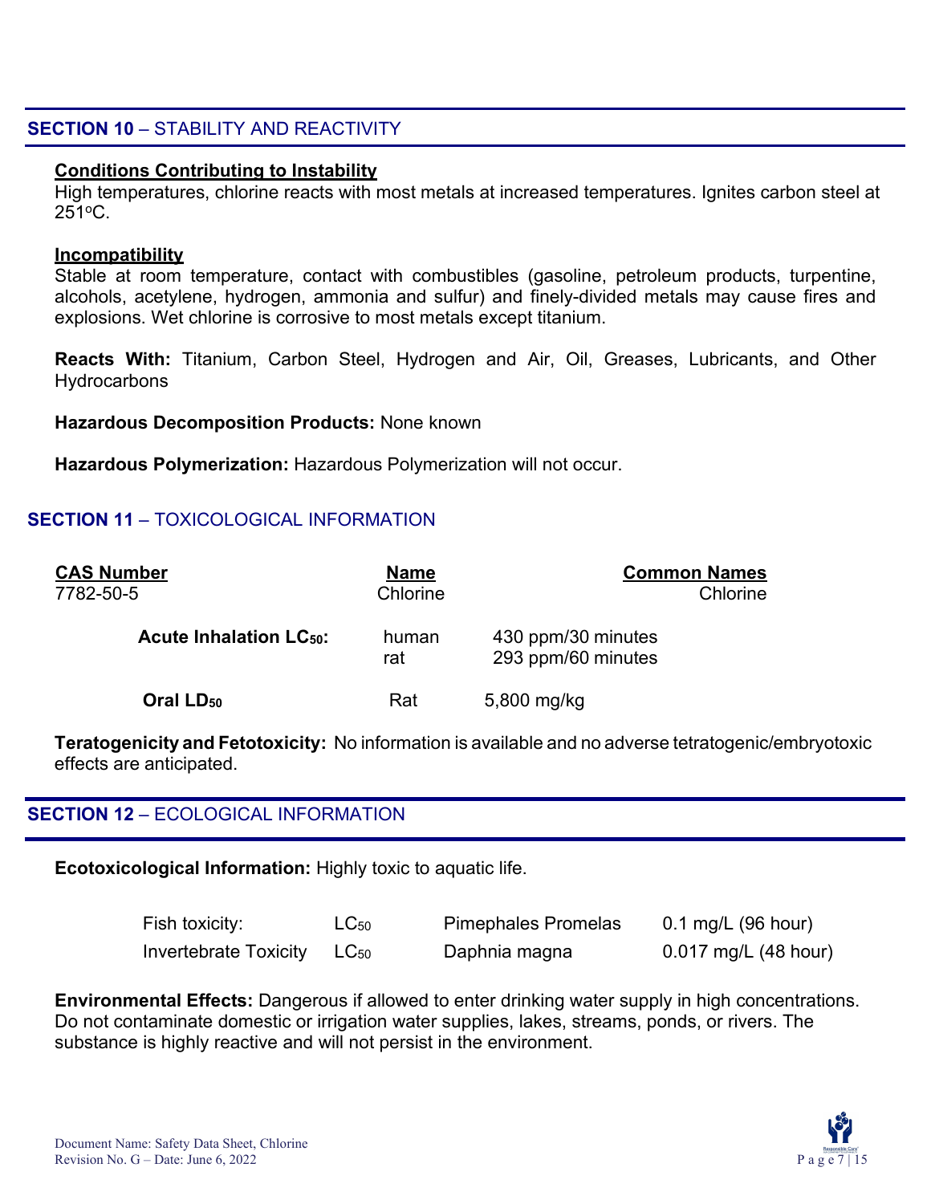## SECTION 10 – STABILITY AND REACTIVITY

**Conditions Contributing to Instability**
High temperatures, chlorine reacts with most metals at increased temperatures. Ignites carbon steel at 251°C.

**Incompatibility**
Stable at room temperature, contact with combustibles (gasoline, petroleum products, turpentine, alcohols, acetylene, hydrogen, ammonia and sulfur) and finely-divided metals may cause fires and explosions. Wet chlorine is corrosive to most metals except titanium.

**Reacts With:** Titanium, Carbon Steel, Hydrogen and Air, Oil, Greases, Lubricants, and Other Hydrocarbons

**Hazardous Decomposition Products:** None known

**Hazardous Polymerization:** Hazardous Polymerization will not occur.

## SECTION 11 – TOXICOLOGICAL INFORMATION

| CAS Number | Name | Common Names |
|---|---|---|
| 7782-50-5 | Chlorine | Chlorine |

| | | |
|---|---|---|
| **Acute Inhalation $LC_{50}$:** | human | 430 ppm/30 minutes |
| | rat | 293 ppm/60 minutes |
| **Oral $LD_{50}$** | Rat | 5,800 mg/kg |

**Teratogenicity and Fetotoxicity:** No information is available and no adverse tetratogenic/embryotoxic effects are anticipated.

## SECTION 12 – ECOLOGICAL INFORMATION

**Ecotoxicological Information:** Highly toxic to aquatic life.

| | | | |
|---|---|---|---|
| Fish toxicity: | $LC_{50}$ | Pimephales Promelas | 0.1 mg/L (96 hour) |
| Invertebrate Toxicity | $LC_{50}$ | Daphnia magna | 0.017 mg/L (48 hour) |

**Environmental Effects:** Dangerous if allowed to enter drinking water supply in high concentrations. Do not contaminate domestic or irrigation water supplies, lakes, streams, ponds, or rivers. The substance is highly reactive and will not persist in the environment.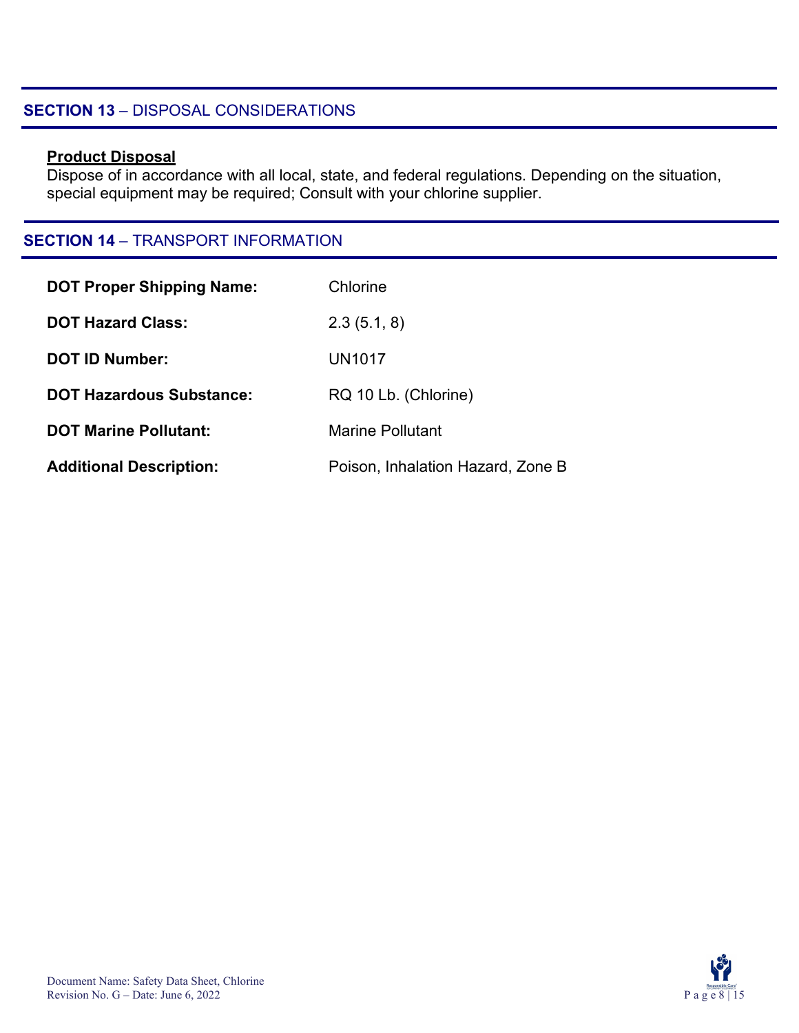## SECTION 13 – DISPOSAL CONSIDERATIONS

**Product Disposal**

Dispose of in accordance with all local, state, and federal regulations. Depending on the situation, special equipment may be required; Consult with your chlorine supplier.

## SECTION 14 – TRANSPORT INFORMATION

| | |
|---|---|
| **DOT Proper Shipping Name:** | Chlorine |
| **DOT Hazard Class:** | 2.3 (5.1, 8) |
| **DOT ID Number:** | UN1017 |
| **DOT Hazardous Substance:** | RQ 10 Lb. (Chlorine) |
| **DOT Marine Pollutant:** | Marine Pollutant |
| **Additional Description:** | Poison, Inhalation Hazard, Zone B |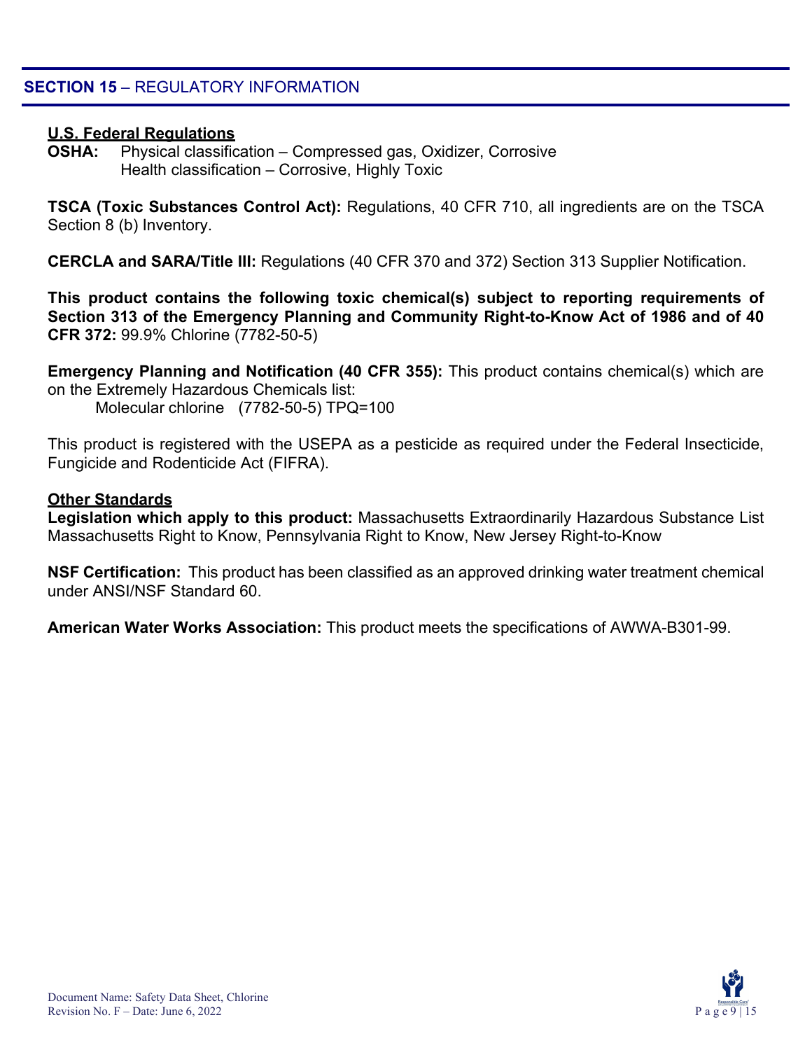## SECTION 15 – REGULATORY INFORMATION

**U.S. Federal Regulations**

**OSHA:** Physical classification – Compressed gas, Oxidizer, Corrosive
Health classification – Corrosive, Highly Toxic

**TSCA (Toxic Substances Control Act):** Regulations, 40 CFR 710, all ingredients are on the TSCA Section 8 (b) Inventory.

**CERCLA and SARA/Title III:** Regulations (40 CFR 370 and 372) Section 313 Supplier Notification.

**This product contains the following toxic chemical(s) subject to reporting requirements of Section 313 of the Emergency Planning and Community Right-to-Know Act of 1986 and of 40 CFR 372:** 99.9% Chlorine (7782-50-5)

**Emergency Planning and Notification (40 CFR 355):** This product contains chemical(s) which are on the Extremely Hazardous Chemicals list:
Molecular chlorine (7782-50-5) TPQ=100

This product is registered with the USEPA as a pesticide as required under the Federal Insecticide, Fungicide and Rodenticide Act (FIFRA).

**Other Standards**

**Legislation which apply to this product:** Massachusetts Extraordinarily Hazardous Substance List Massachusetts Right to Know, Pennsylvania Right to Know, New Jersey Right-to-Know

**NSF Certification:** This product has been classified as an approved drinking water treatment chemical under ANSI/NSF Standard 60.

**American Water Works Association:** This product meets the specifications of AWWA-B301-99.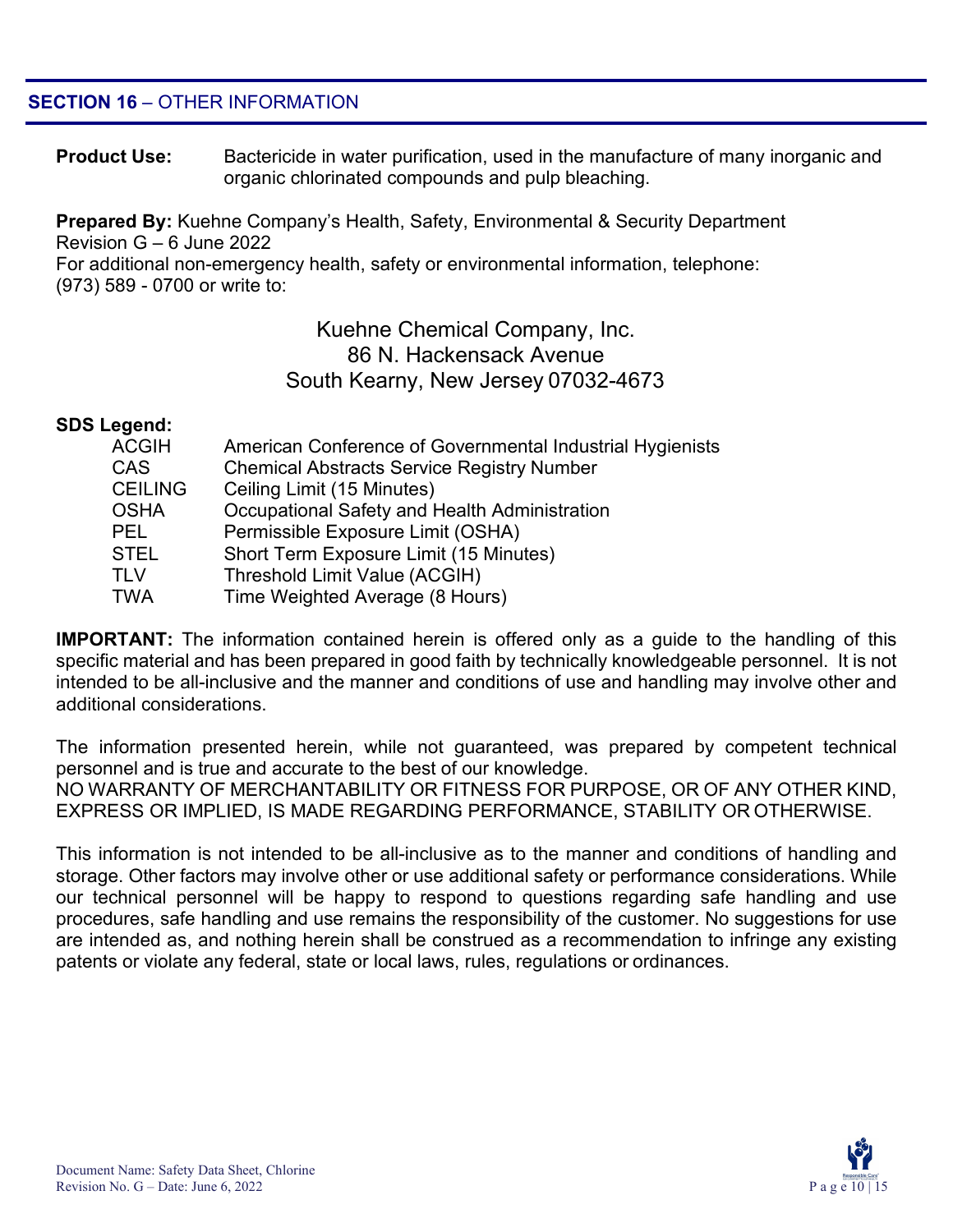## SECTION 16 – OTHER INFORMATION

**Product Use:** Bactericide in water purification, used in the manufacture of many inorganic and organic chlorinated compounds and pulp bleaching.

**Prepared By:** Kuehne Company's Health, Safety, Environmental & Security Department
Revision G – 6 June 2022
For additional non-emergency health, safety or environmental information, telephone: (973) 589 - 0700 or write to:

Kuehne Chemical Company, Inc.
86 N. Hackensack Avenue
South Kearny, New Jersey 07032-4673

**SDS Legend:**

| | |
|---|---|
| ACGIH | American Conference of Governmental Industrial Hygienists |
| CAS | Chemical Abstracts Service Registry Number |
| CEILING | Ceiling Limit (15 Minutes) |
| OSHA | Occupational Safety and Health Administration |
| PEL | Permissible Exposure Limit (OSHA) |
| STEL | Short Term Exposure Limit (15 Minutes) |
| TLV | Threshold Limit Value (ACGIH) |
| TWA | Time Weighted Average (8 Hours) |

**IMPORTANT:** The information contained herein is offered only as a guide to the handling of this specific material and has been prepared in good faith by technically knowledgeable personnel. It is not intended to be all-inclusive and the manner and conditions of use and handling may involve other and additional considerations.

The information presented herein, while not guaranteed, was prepared by competent technical personnel and is true and accurate to the best of our knowledge.
NO WARRANTY OF MERCHANTABILITY OR FITNESS FOR PURPOSE, OR OF ANY OTHER KIND, EXPRESS OR IMPLIED, IS MADE REGARDING PERFORMANCE, STABILITY OR OTHERWISE.

This information is not intended to be all-inclusive as to the manner and conditions of handling and storage. Other factors may involve other or use additional safety or performance considerations. While our technical personnel will be happy to respond to questions regarding safe handling and use procedures, safe handling and use remains the responsibility of the customer. No suggestions for use are intended as, and nothing herein shall be construed as a recommendation to infringe any existing patents or violate any federal, state or local laws, rules, regulations or ordinances.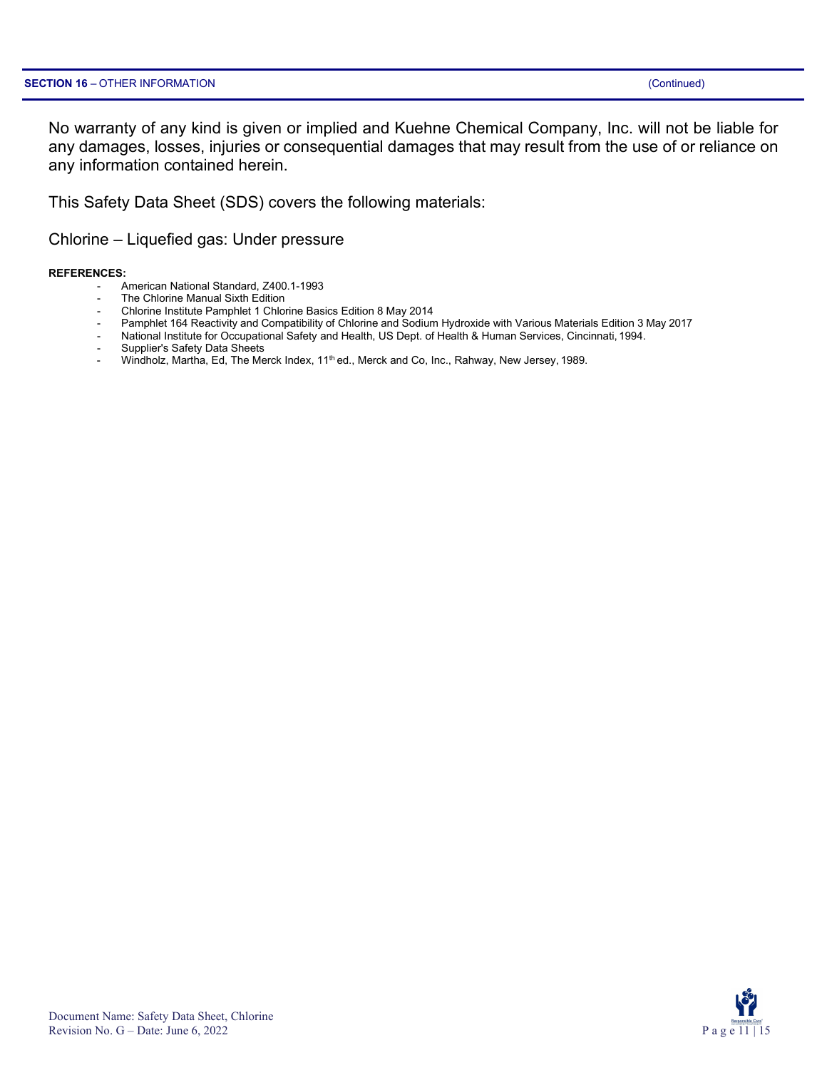**SECTION 16** – OTHER INFORMATION (Continued)

No warranty of any kind is given or implied and Kuehne Chemical Company, Inc. will not be liable for any damages, losses, injuries or consequential damages that may result from the use of or reliance on any information contained herein.

This Safety Data Sheet (SDS) covers the following materials:

Chlorine – Liquefied gas: Under pressure

**REFERENCES:**

- American National Standard, Z400.1-1993
- The Chlorine Manual Sixth Edition
- Chlorine Institute Pamphlet 1 Chlorine Basics Edition 8 May 2014
- Pamphlet 164 Reactivity and Compatibility of Chlorine and Sodium Hydroxide with Various Materials Edition 3 May 2017
- National Institute for Occupational Safety and Health, US Dept. of Health & Human Services, Cincinnati, 1994.
- Supplier's Safety Data Sheets
- Windholz, Martha, Ed, The Merck Index, 11th ed., Merck and Co, Inc., Rahway, New Jersey, 1989.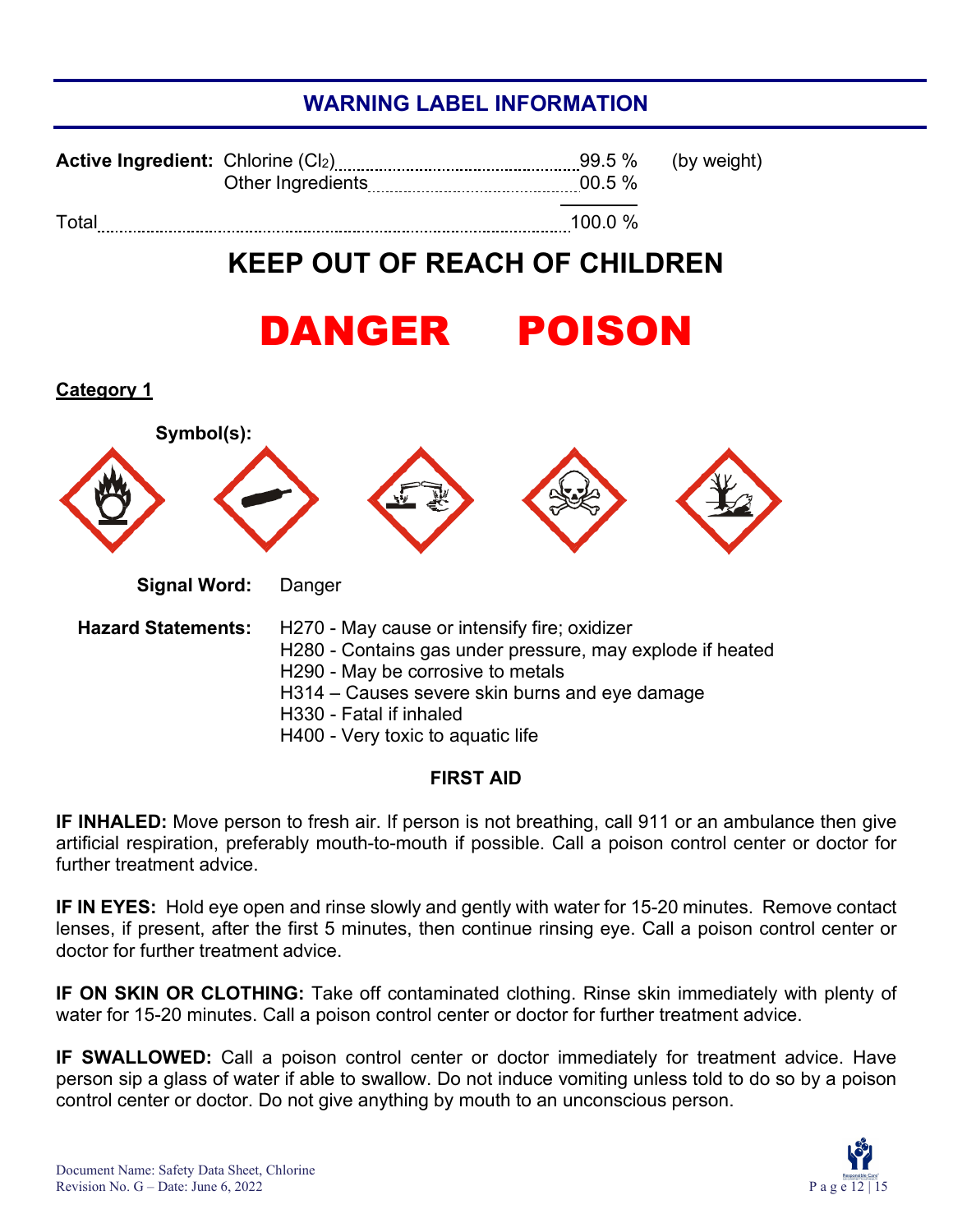## WARNING LABEL INFORMATION

| | | | |
|---|---|---|---|
| **Active Ingredient:** | Chlorine ($Cl_2$) | 99.5 % | (by weight) |
| | Other Ingredients | 00.5 % | |
| Total | | 100.0 % | |

# KEEP OUT OF REACH OF CHILDREN

# DANGER POISON

**Category 1**

**Symbol(s):**

**Signal Word:** Danger

**Hazard Statements:**

H270 - May cause or intensify fire; oxidizer
H280 - Contains gas under pressure, may explode if heated
H290 - May be corrosive to metals
H314 – Causes severe skin burns and eye damage
H330 - Fatal if inhaled
H400 - Very toxic to aquatic life

### FIRST AID

**IF INHALED:** Move person to fresh air. If person is not breathing, call 911 or an ambulance then give artificial respiration, preferably mouth-to-mouth if possible. Call a poison control center or doctor for further treatment advice.

**IF IN EYES:** Hold eye open and rinse slowly and gently with water for 15-20 minutes. Remove contact lenses, if present, after the first 5 minutes, then continue rinsing eye. Call a poison control center or doctor for further treatment advice.

**IF ON SKIN OR CLOTHING:** Take off contaminated clothing. Rinse skin immediately with plenty of water for 15-20 minutes. Call a poison control center or doctor for further treatment advice.

**IF SWALLOWED:** Call a poison control center or doctor immediately for treatment advice. Have person sip a glass of water if able to swallow. Do not induce vomiting unless told to do so by a poison control center or doctor. Do not give anything by mouth to an unconscious person.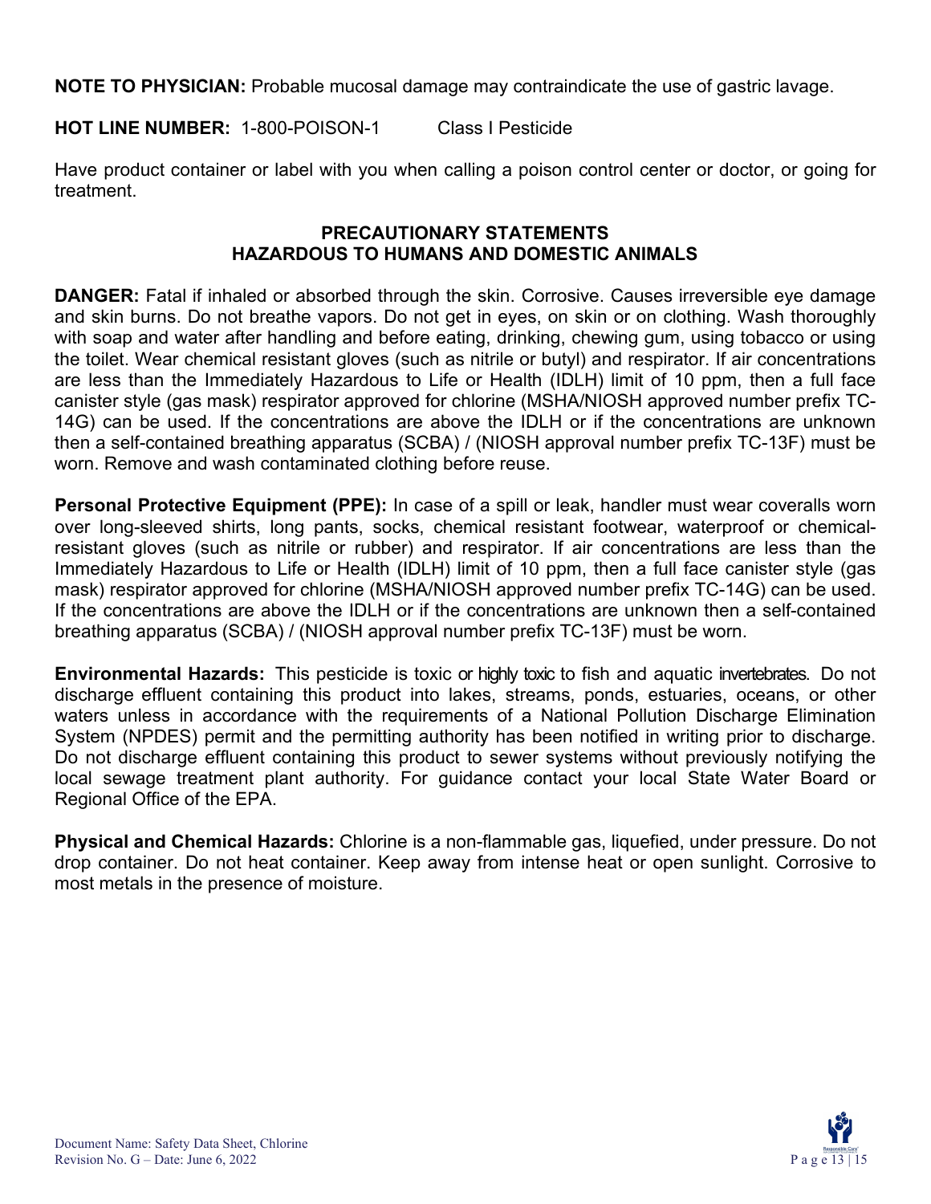**NOTE TO PHYSICIAN:** Probable mucosal damage may contraindicate the use of gastric lavage.

**HOT LINE NUMBER:** 1-800-POISON-1 Class I Pesticide

Have product container or label with you when calling a poison control center or doctor, or going for treatment.

## PRECAUTIONARY STATEMENTS
## HAZARDOUS TO HUMANS AND DOMESTIC ANIMALS

**DANGER:** Fatal if inhaled or absorbed through the skin. Corrosive. Causes irreversible eye damage and skin burns. Do not breathe vapors. Do not get in eyes, on skin or on clothing. Wash thoroughly with soap and water after handling and before eating, drinking, chewing gum, using tobacco or using the toilet. Wear chemical resistant gloves (such as nitrile or butyl) and respirator. If air concentrations are less than the Immediately Hazardous to Life or Health (IDLH) limit of 10 ppm, then a full face canister style (gas mask) respirator approved for chlorine (MSHA/NIOSH approved number prefix TC-14G) can be used. If the concentrations are above the IDLH or if the concentrations are unknown then a self-contained breathing apparatus (SCBA) / (NIOSH approval number prefix TC-13F) must be worn. Remove and wash contaminated clothing before reuse.

**Personal Protective Equipment (PPE):** In case of a spill or leak, handler must wear coveralls worn over long-sleeved shirts, long pants, socks, chemical resistant footwear, waterproof or chemical-resistant gloves (such as nitrile or rubber) and respirator. If air concentrations are less than the Immediately Hazardous to Life or Health (IDLH) limit of 10 ppm, then a full face canister style (gas mask) respirator approved for chlorine (MSHA/NIOSH approved number prefix TC-14G) can be used. If the concentrations are above the IDLH or if the concentrations are unknown then a self-contained breathing apparatus (SCBA) / (NIOSH approval number prefix TC-13F) must be worn.

**Environmental Hazards:** This pesticide is toxic or highly toxic to fish and aquatic invertebrates. Do not discharge effluent containing this product into lakes, streams, ponds, estuaries, oceans, or other waters unless in accordance with the requirements of a National Pollution Discharge Elimination System (NPDES) permit and the permitting authority has been notified in writing prior to discharge. Do not discharge effluent containing this product to sewer systems without previously notifying the local sewage treatment plant authority. For guidance contact your local State Water Board or Regional Office of the EPA.

**Physical and Chemical Hazards:** Chlorine is a non-flammable gas, liquefied, under pressure. Do not drop container. Do not heat container. Keep away from intense heat or open sunlight. Corrosive to most metals in the presence of moisture.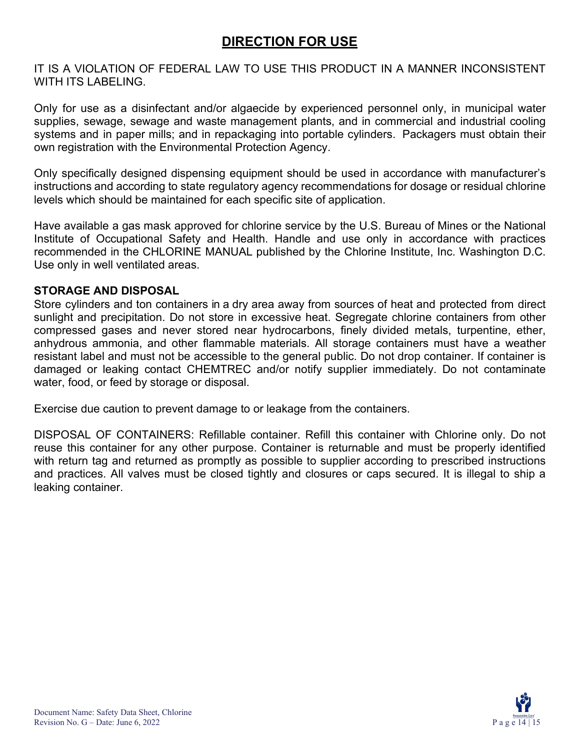# DIRECTION FOR USE

IT IS A VIOLATION OF FEDERAL LAW TO USE THIS PRODUCT IN A MANNER INCONSISTENT WITH ITS LABELING.

Only for use as a disinfectant and/or algaecide by experienced personnel only, in municipal water supplies, sewage, sewage and waste management plants, and in commercial and industrial cooling systems and in paper mills; and in repackaging into portable cylinders. Packagers must obtain their own registration with the Environmental Protection Agency.

Only specifically designed dispensing equipment should be used in accordance with manufacturer's instructions and according to state regulatory agency recommendations for dosage or residual chlorine levels which should be maintained for each specific site of application.

Have available a gas mask approved for chlorine service by the U.S. Bureau of Mines or the National Institute of Occupational Safety and Health. Handle and use only in accordance with practices recommended in the CHLORINE MANUAL published by the Chlorine Institute, Inc. Washington D.C. Use only in well ventilated areas.

**STORAGE AND DISPOSAL**

Store cylinders and ton containers in a dry area away from sources of heat and protected from direct sunlight and precipitation. Do not store in excessive heat. Segregate chlorine containers from other compressed gases and never stored near hydrocarbons, finely divided metals, turpentine, ether, anhydrous ammonia, and other flammable materials. All storage containers must have a weather resistant label and must not be accessible to the general public. Do not drop container. If container is damaged or leaking contact CHEMTREC and/or notify supplier immediately. Do not contaminate water, food, or feed by storage or disposal.

Exercise due caution to prevent damage to or leakage from the containers.

DISPOSAL OF CONTAINERS: Refillable container. Refill this container with Chlorine only. Do not reuse this container for any other purpose. Container is returnable and must be properly identified with return tag and returned as promptly as possible to supplier according to prescribed instructions and practices. All valves must be closed tightly and closures or caps secured. It is illegal to ship a leaking container.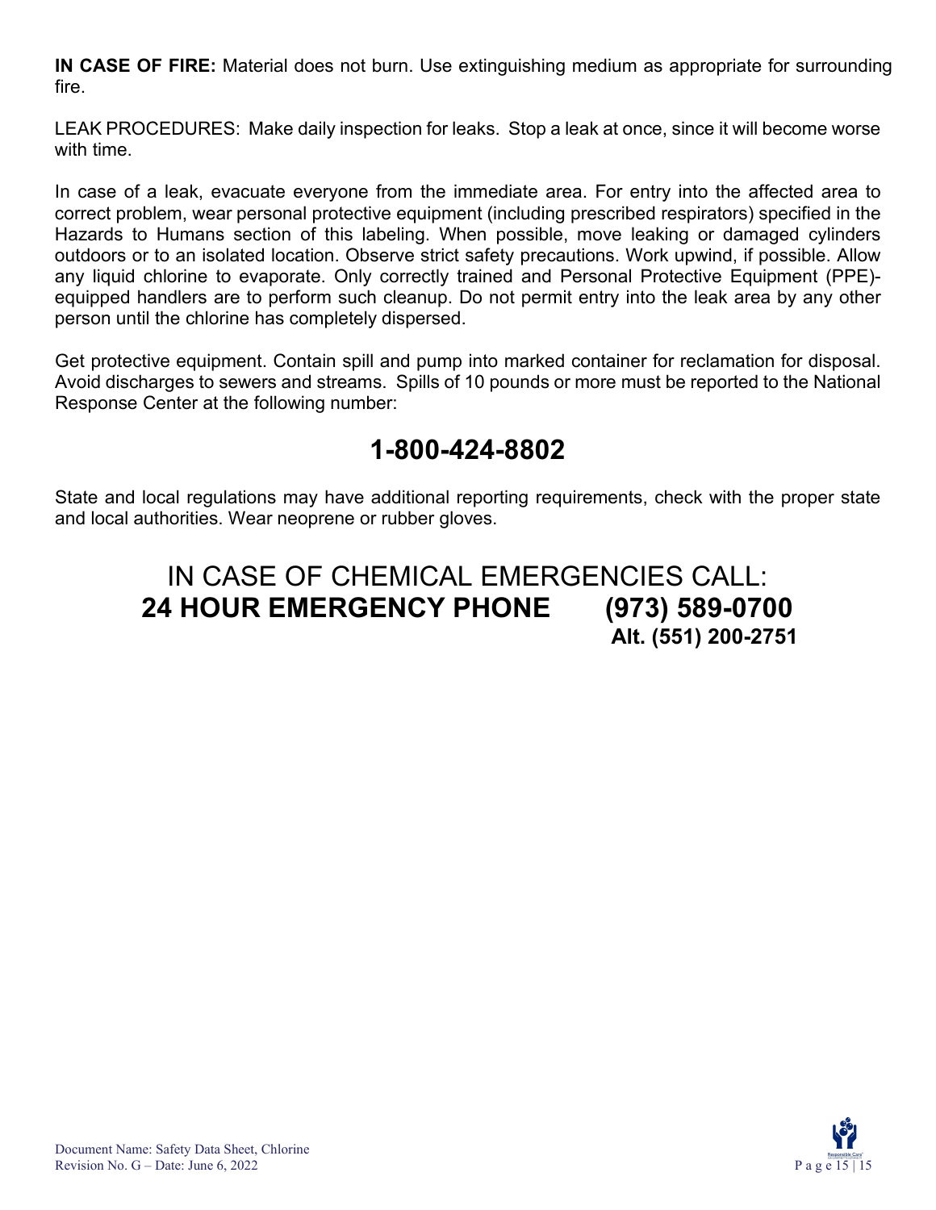**IN CASE OF FIRE:** Material does not burn. Use extinguishing medium as appropriate for surrounding fire.

LEAK PROCEDURES: Make daily inspection for leaks. Stop a leak at once, since it will become worse with time.

In case of a leak, evacuate everyone from the immediate area. For entry into the affected area to correct problem, wear personal protective equipment (including prescribed respirators) specified in the Hazards to Humans section of this labeling. When possible, move leaking or damaged cylinders outdoors or to an isolated location. Observe strict safety precautions. Work upwind, if possible. Allow any liquid chlorine to evaporate. Only correctly trained and Personal Protective Equipment (PPE)-equipped handlers are to perform such cleanup. Do not permit entry into the leak area by any other person until the chlorine has completely dispersed.

Get protective equipment. Contain spill and pump into marked container for reclamation for disposal. Avoid discharges to sewers and streams. Spills of 10 pounds or more must be reported to the National Response Center at the following number:

## 1-800-424-8802

State and local regulations may have additional reporting requirements, check with the proper state and local authorities. Wear neoprene or rubber gloves.

## IN CASE OF CHEMICAL EMERGENCIES CALL:

## 24 HOUR EMERGENCY PHONE (973) 589-0700

**Alt. (551) 200-2751**

Document Name: Safety Data Sheet, Chlorine
Revision No. G – Date: June 6, 2022